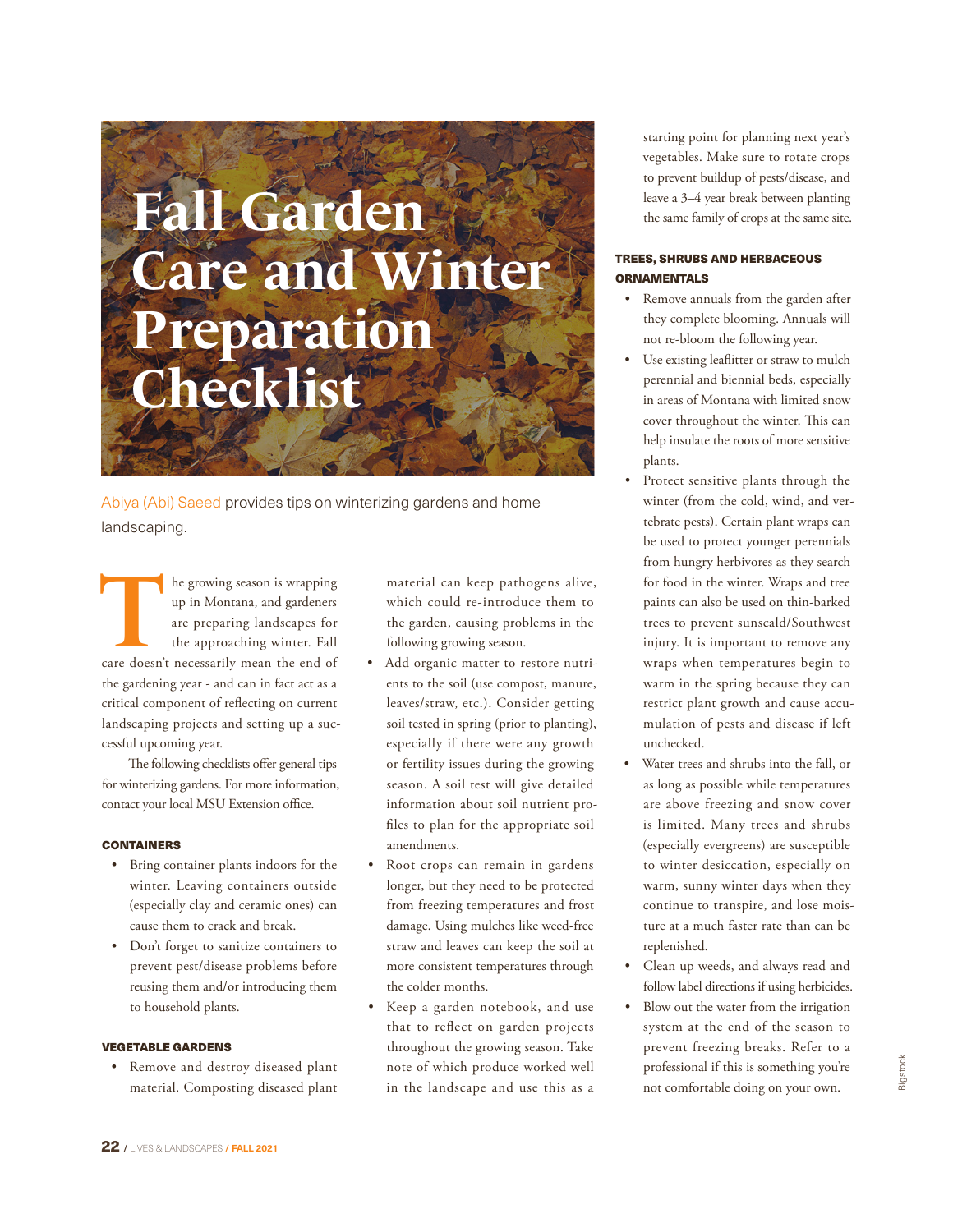# Fall Garden Care and Winter Preparation Checklist

Abiya (Abi) Saeed provides tips on winterizing gardens and home landscaping.

The growing season is wrapping up in Montana, and gardeners are preparing landscapes for the approaching winter. Fall care doesn't necessarily mean the end of the gardening year - and can in fact act as a critical component of reflecting on current landscaping projects and setting up a successful upcoming year.

The following checklists offer general tips for winterizing gardens. For more information, contact your local MSU Extension office.

### CONTAINERS

- Bring container plants indoors for the winter. Leaving containers outside (especially clay and ceramic ones) can cause them to crack and break.
- Don't forget to sanitize containers to prevent pest/disease problems before reusing them and/or introducing them to household plants.

### VEGETABLE GARDENS

- Remove and destroy diseased plant material. Composting diseased plant material can keep pathogens alive, which could re-introduce them to the garden, causing problems in the following growing season.
- Add organic matter to restore nutrients to the soil (use compost, manure, leaves/straw, etc.). Consider getting soil tested in spring (prior to planting), especially if there were any growth or fertility issues during the growing season. A soil test will give detailed information about soil nutrient profiles to plan for the appropriate soil amendments.
- Root crops can remain in gardens longer, but they need to be protected from freezing temperatures and frost damage. Using mulches like weed-free straw and leaves can keep the soil at more consistent temperatures through the colder months.
- Keep a garden notebook, and use that to reflect on garden projects throughout the growing season. Take note of which produce worked well in the landscape and use this as a starting point for planning next year's vegetables. Make sure to rotate crops to prevent buildup of pests/disease, and leave a 3–4 year break between planting the same family of crops at the same site.

### TREES, SHRUBS AND HERBACEOUS ORNAMENTALS

- Remove annuals from the garden after they complete blooming. Annuals will not re-bloom the following year.
- Use existing leaflitter or straw to mulch perennial and biennial beds, especially in areas of Montana with limited snow cover throughout the winter. This can help insulate the roots of more sensitive plants.
- Protect sensitive plants through the winter (from the cold, wind, and vertebrate pests). Certain plant wraps can be used to protect younger perennials from hungry herbivores as they search for food in the winter. Wraps and tree paints can also be used on thin-barked trees to prevent sunscald/Southwest injury. It is important to remove any wraps when temperatures begin to warm in the spring because they can restrict plant growth and cause accumulation of pests and disease if left unchecked.
- Water trees and shrubs into the fall, or as long as possible while temperatures are above freezing and snow cover is limited. Many trees and shrubs (especially evergreens) are susceptible to winter desiccation, especially on warm, sunny winter days when they continue to transpire, and lose moisture at a much faster rate than can be replenished.
- Clean up weeds, and always read and follow label directions if using herbicides.
- Blow out the water from the irrigation system at the end of the season to prevent freezing breaks. Refer to a professional if this is something you're not comfortable doing on your own.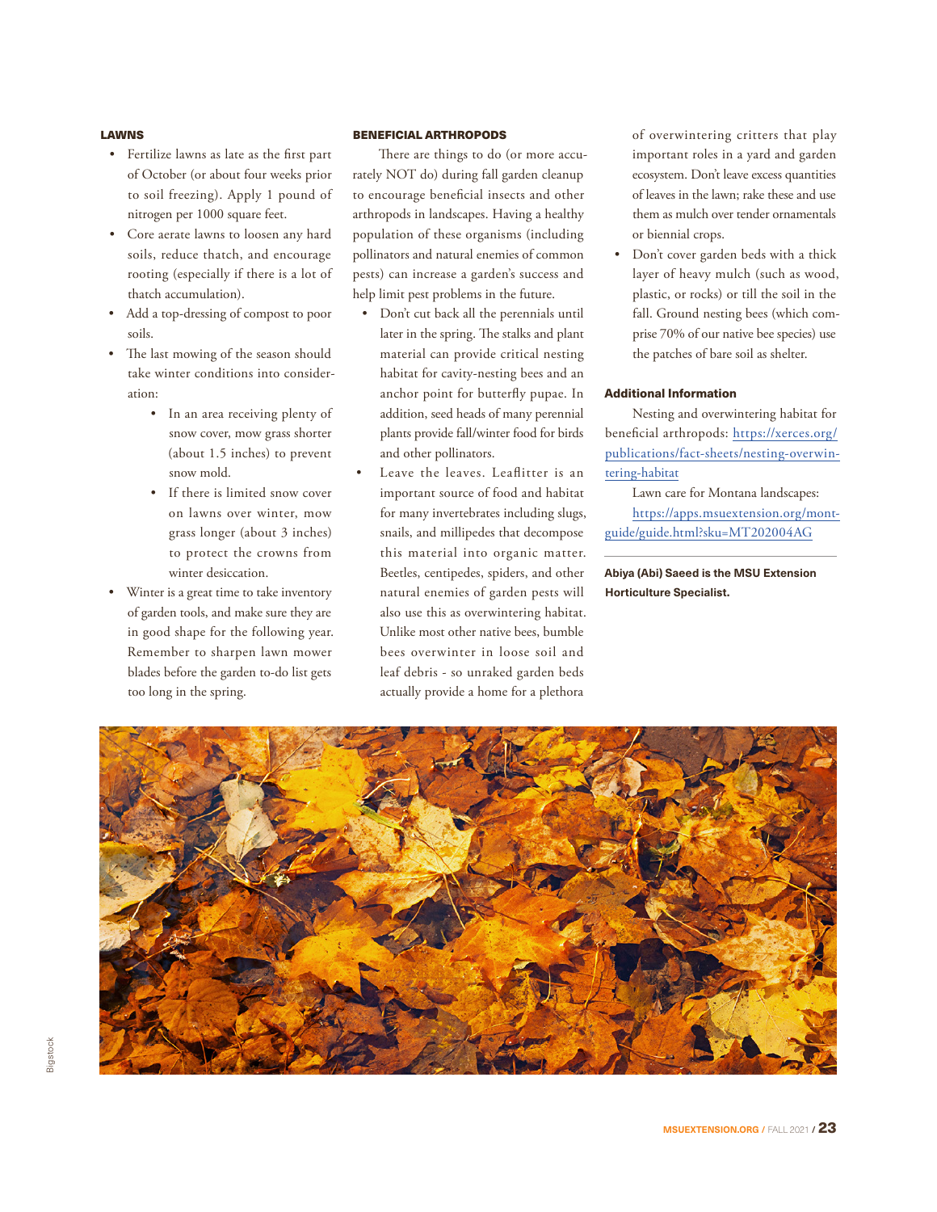### LAWNS

- Fertilize lawns as late as the first part of October (or about four weeks prior to soil freezing). Apply 1 pound of nitrogen per 1000 square feet.
- Core aerate lawns to loosen any hard soils, reduce thatch, and encourage rooting (especially if there is a lot of thatch accumulation).
- Add a top-dressing of compost to poor soils.
- The last mowing of the season should take winter conditions into consideration:
    - In an area receiving plenty of snow cover, mow grass shorter (about 1.5 inches) to prevent snow mold.
    - If there is limited snow cover on lawns over winter, mow grass longer (about 3 inches) to protect the crowns from winter desiccation.
- Winter is a great time to take inventory of garden tools, and make sure they are in good shape for the following year. Remember to sharpen lawn mower blades before the garden to-do list gets too long in the spring.

### BENEFICIAL ARTHROPODS

There are things to do (or more accurately NOT do) during fall garden cleanup to encourage beneficial insects and other arthropods in landscapes. Having a healthy population of these organisms (including pollinators and natural enemies of common pests) can increase a garden's success and help limit pest problems in the future.

- Don't cut back all the perennials until later in the spring. The stalks and plant material can provide critical nesting habitat for cavity-nesting bees and an anchor point for butterfly pupae. In addition, seed heads of many perennial plants provide fall/winter food for birds and other pollinators.
- Leave the leaves. Leaflitter is an important source of food and habitat for many invertebrates including slugs, snails, and millipedes that decompose this material into organic matter. Beetles, centipedes, spiders, and other natural enemies of garden pests will also use this as overwintering habitat. Unlike most other native bees, bumble bees overwinter in loose soil and leaf debris - so unraked garden beds actually provide a home for a plethora of overwintering critters that play important roles in a yard and garden ecosystem. Don't leave excess quantities of leaves in the lawn; rake these and use them as mulch over tender ornamentals or biennial crops.
- Don't cover garden beds with a thick layer of heavy mulch (such as wood, plastic, or rocks) or till the soil in the fall. Ground nesting bees (which comprise 70% of our native bee species) use the patches of bare soil as shelter.

### Additional Information

Nesting and overwintering habitat for beneficial arthropods: https://xerces.org/publications/fact-sheets/nesting-overwintering-habitat

Lawn care for Montana landscapes: https://apps.msuextension.org/montguide/guide.html?sku=MT202004AG

---

**Abiya (Abi) Saeed is the MSU Extension Horticulture Specialist.**

Bigstock